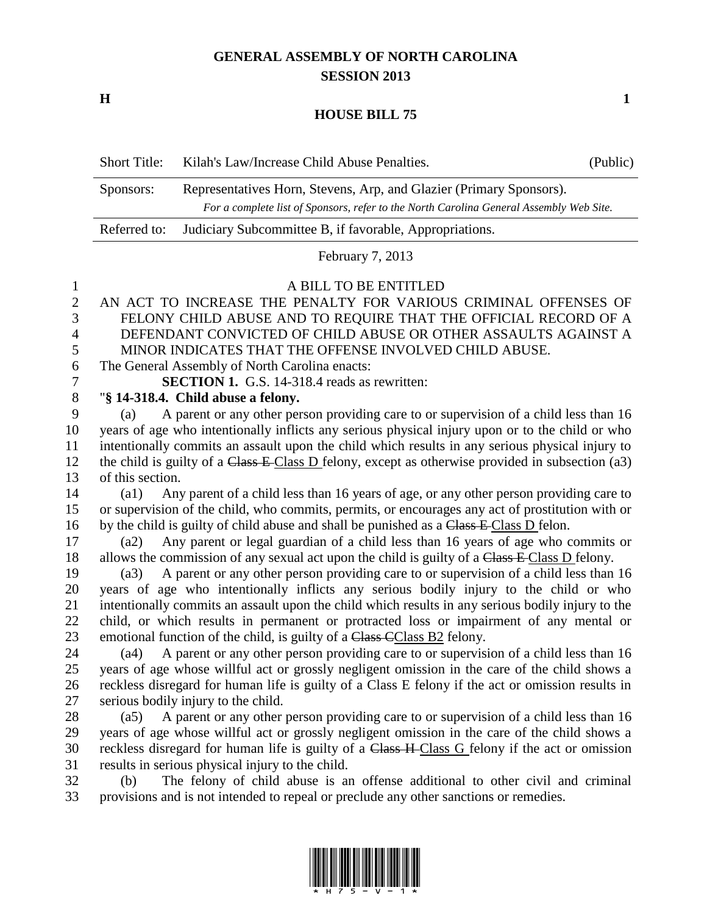# GENERAL ASSEMBLY OF NORTH CAROLINA
## SESSION 2013

**H** **1**

## HOUSE BILL 75

| | | |
|---|---|---|
| Short Title: | Kilah's Law/Increase Child Abuse Penalties. | (Public) |
| Sponsors: | Representatives Horn, Stevens, Arp, and Glazier (Primary Sponsors). *For a complete list of Sponsors, refer to the North Carolina General Assembly Web Site.* | |
| Referred to: | Judiciary Subcommittee B, if favorable, Appropriations. | |

February 7, 2013

A BILL TO BE ENTITLED

AN ACT TO INCREASE THE PENALTY FOR VARIOUS CRIMINAL OFFENSES OF FELONY CHILD ABUSE AND TO REQUIRE THAT THE OFFICIAL RECORD OF A DEFENDANT CONVICTED OF CHILD ABUSE OR OTHER ASSAULTS AGAINST A MINOR INDICATES THAT THE OFFENSE INVOLVED CHILD ABUSE.

The General Assembly of North Carolina enacts:

**SECTION 1.** G.S. 14-318.4 reads as rewritten:

"**§ 14-318.4. Child abuse a felony.**

(a) A parent or any other person providing care to or supervision of a child less than 16 years of age who intentionally inflicts any serious physical injury upon or to the child or who intentionally commits an assault upon the child which results in any serious physical injury to the child is guilty of a ~~Class E~~ Class D felony, except as otherwise provided in subsection (a3) of this section.

(a1) Any parent of a child less than 16 years of age, or any other person providing care to or supervision of the child, who commits, permits, or encourages any act of prostitution with or by the child is guilty of child abuse and shall be punished as a ~~Class E~~ Class D felon.

(a2) Any parent or legal guardian of a child less than 16 years of age who commits or allows the commission of any sexual act upon the child is guilty of a ~~Class E~~ Class D felony.

(a3) A parent or any other person providing care to or supervision of a child less than 16 years of age who intentionally inflicts any serious bodily injury to the child or who intentionally commits an assault upon the child which results in any serious bodily injury to the child, or which results in permanent or protracted loss or impairment of any mental or emotional function of the child, is guilty of a ~~Class C~~Class B2 felony.

(a4) A parent or any other person providing care to or supervision of a child less than 16 years of age whose willful act or grossly negligent omission in the care of the child shows a reckless disregard for human life is guilty of a Class E felony if the act or omission results in serious bodily injury to the child.

(a5) A parent or any other person providing care to or supervision of a child less than 16 years of age whose willful act or grossly negligent omission in the care of the child shows a reckless disregard for human life is guilty of a ~~Class H~~ Class G felony if the act or omission results in serious physical injury to the child.

(b) The felony of child abuse is an offense additional to other civil and criminal provisions and is not intended to repeal or preclude any other sanctions or remedies.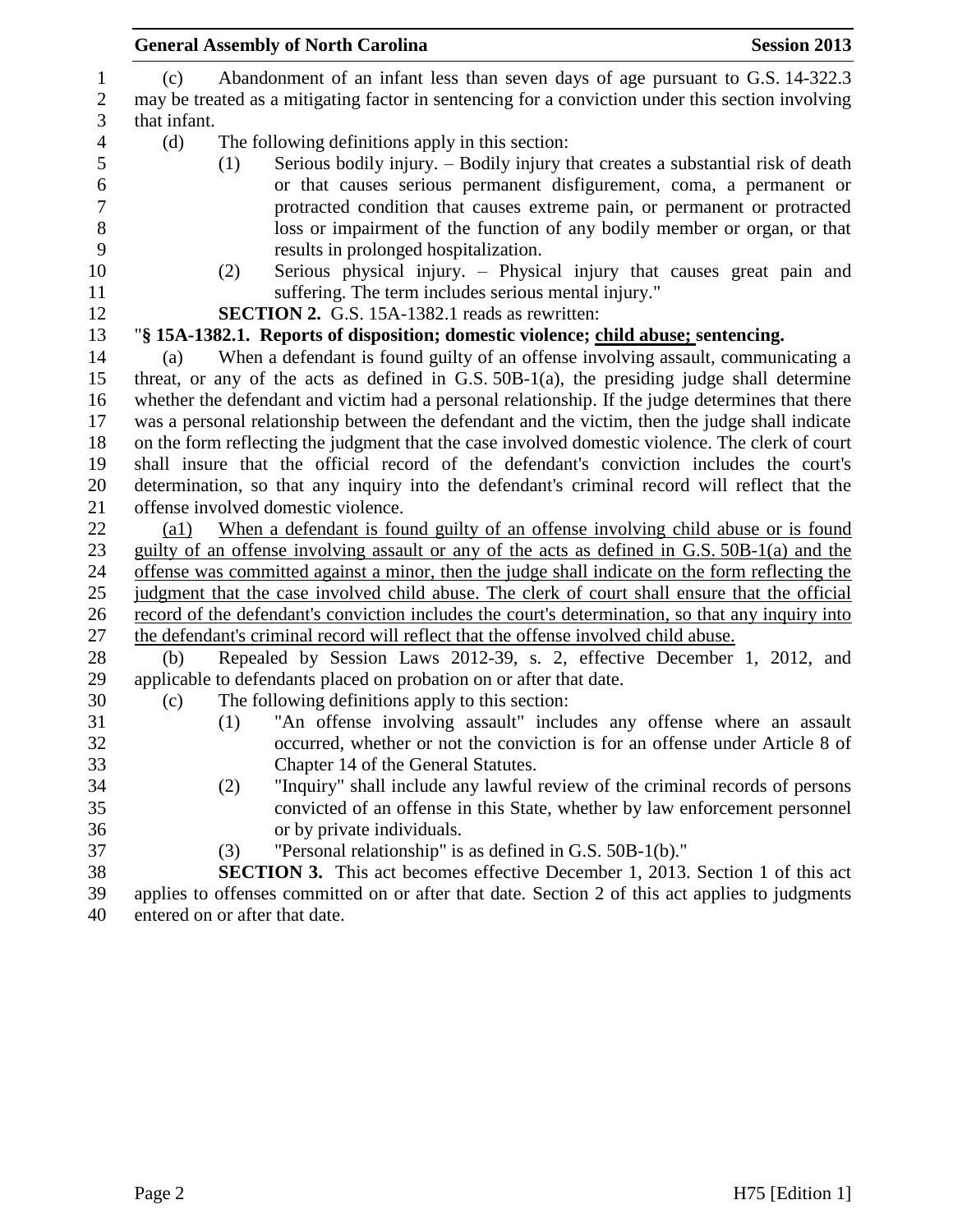(c) Abandonment of an infant less than seven days of age pursuant to G.S. 14-322.3 may be treated as a mitigating factor in sentencing for a conviction under this section involving that infant.

(d) The following definitions apply in this section:

(1) Serious bodily injury. – Bodily injury that creates a substantial risk of death or that causes serious permanent disfigurement, coma, a permanent or protracted condition that causes extreme pain, or permanent or protracted loss or impairment of the function of any bodily member or organ, or that results in prolonged hospitalization.

(2) Serious physical injury. – Physical injury that causes great pain and suffering. The term includes serious mental injury."

**SECTION 2.** G.S. 15A-1382.1 reads as rewritten:

"**§ 15A-1382.1. Reports of disposition; domestic violence; child abuse; sentencing.**

(a) When a defendant is found guilty of an offense involving assault, communicating a threat, or any of the acts as defined in G.S. 50B-1(a), the presiding judge shall determine whether the defendant and victim had a personal relationship. If the judge determines that there was a personal relationship between the defendant and the victim, then the judge shall indicate on the form reflecting the judgment that the case involved domestic violence. The clerk of court shall insure that the official record of the defendant's conviction includes the court's determination, so that any inquiry into the defendant's criminal record will reflect that the offense involved domestic violence.

(a1) When a defendant is found guilty of an offense involving child abuse or is found guilty of an offense involving assault or any of the acts as defined in G.S. 50B-1(a) and the offense was committed against a minor, then the judge shall indicate on the form reflecting the judgment that the case involved child abuse. The clerk of court shall ensure that the official record of the defendant's conviction includes the court's determination, so that any inquiry into the defendant's criminal record will reflect that the offense involved child abuse.

(b) Repealed by Session Laws 2012-39, s. 2, effective December 1, 2012, and applicable to defendants placed on probation on or after that date.

(c) The following definitions apply to this section:

(1) "An offense involving assault" includes any offense where an assault occurred, whether or not the conviction is for an offense under Article 8 of Chapter 14 of the General Statutes.

(2) "Inquiry" shall include any lawful review of the criminal records of persons convicted of an offense in this State, whether by law enforcement personnel or by private individuals.

(3) "Personal relationship" is as defined in G.S. 50B-1(b)."

**SECTION 3.** This act becomes effective December 1, 2013. Section 1 of this act applies to offenses committed on or after that date. Section 2 of this act applies to judgments entered on or after that date.